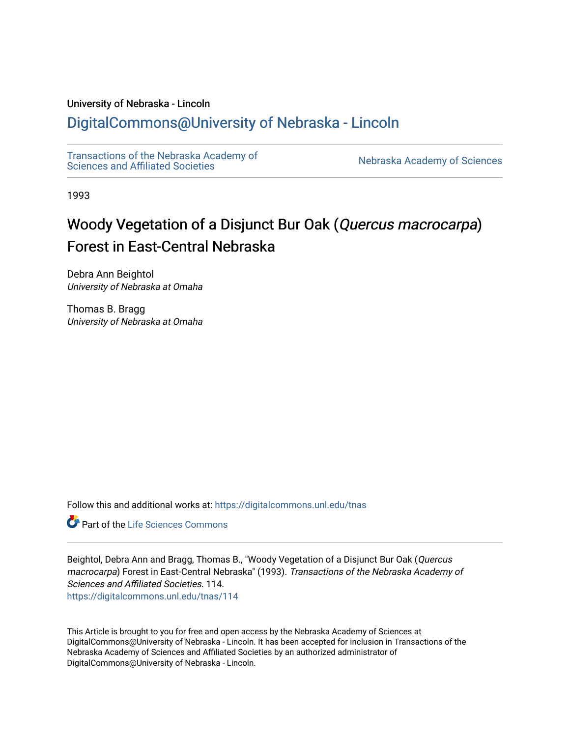University of Nebraska - Lincoln

## DigitalCommons@University of Nebraska - Lincoln

Transactions of the Nebraska Academy of Sciences and Affiliated Societies

Nebraska Academy of Sciences

1993

# Woody Vegetation of a Disjunct Bur Oak (*Quercus macrocarpa*) Forest in East-Central Nebraska

Debra Ann Beightol
*University of Nebraska at Omaha*

Thomas B. Bragg
*University of Nebraska at Omaha*

Follow this and additional works at: https://digitalcommons.unl.edu/tnas

Part of the Life Sciences Commons

Beightol, Debra Ann and Bragg, Thomas B., "Woody Vegetation of a Disjunct Bur Oak (*Quercus macrocarpa*) Forest in East-Central Nebraska" (1993). *Transactions of the Nebraska Academy of Sciences and Affiliated Societies*. 114.
https://digitalcommons.unl.edu/tnas/114

This Article is brought to you for free and open access by the Nebraska Academy of Sciences at DigitalCommons@University of Nebraska - Lincoln. It has been accepted for inclusion in Transactions of the Nebraska Academy of Sciences and Affiliated Societies by an authorized administrator of DigitalCommons@University of Nebraska - Lincoln.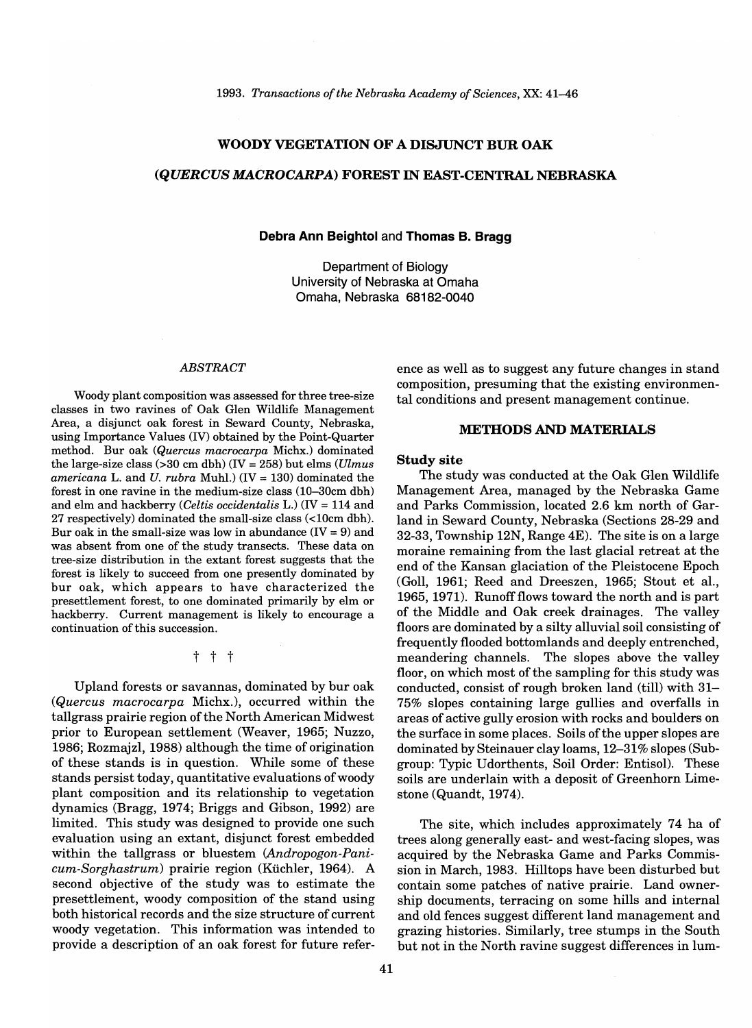# WOODY VEGETATION OF A DISJUNCT BUR OAK

# (*QUERCUS MACROCARPA*) FOREST IN EAST-CENTRAL NEBRASKA

**Debra Ann Beightol** and **Thomas B. Bragg**

Department of Biology
University of Nebraska at Omaha
Omaha, Nebraska 68182-0040

## *ABSTRACT*

Woody plant composition was assessed for three tree-size classes in two ravines of Oak Glen Wildlife Management Area, a disjunct oak forest in Seward County, Nebraska, using Importance Values (IV) obtained by the Point-Quarter method. Bur oak (*Quercus macrocarpa* Michx.) dominated the large-size class (>30 cm dbh) (IV = 258) but elms (*Ulmus americana* L. and *U. rubra* Muhl.) (IV = 130) dominated the forest in one ravine in the medium-size class (10–30cm dbh) and elm and hackberry (*Celtis occidentalis* L.) (IV = 114 and 27 respectively) dominated the small-size class (<10cm dbh). Bur oak in the small-size was low in abundance (IV = 9) and was absent from one of the study transects. These data on tree-size distribution in the extant forest suggests that the forest is likely to succeed from one presently dominated by bur oak, which appears to have characterized the presettlement forest, to one dominated primarily by elm or hackberry. Current management is likely to encourage a continuation of this succession.

† † †

Upland forests or savannas, dominated by bur oak (*Quercus macrocarpa* Michx.), occurred within the tallgrass prairie region of the North American Midwest prior to European settlement (Weaver, 1965; Nuzzo, 1986; Rozmajzl, 1988) although the time of origination of these stands is in question. While some of these stands persist today, quantitative evaluations of woody plant composition and its relationship to vegetation dynamics (Bragg, 1974; Briggs and Gibson, 1992) are limited. This study was designed to provide one such evaluation using an extant, disjunct forest embedded within the tallgrass or bluestem (*Andropogon-Panicum-Sorghastrum*) prairie region (Küchler, 1964). A second objective of the study was to estimate the presettlement, woody composition of the stand using both historical records and the size structure of current woody vegetation. This information was intended to provide a description of an oak forest for future reference as well as to suggest any future changes in stand composition, presuming that the existing environmental conditions and present management continue.

## METHODS AND MATERIALS

### Study site

The study was conducted at the Oak Glen Wildlife Management Area, managed by the Nebraska Game and Parks Commission, located 2.6 km north of Garland in Seward County, Nebraska (Sections 28-29 and 32-33, Township 12N, Range 4E). The site is on a large moraine remaining from the last glacial retreat at the end of the Kansan glaciation of the Pleistocene Epoch (Goll, 1961; Reed and Dreeszen, 1965; Stout et al., 1965, 1971). Runoff flows toward the north and is part of the Middle and Oak creek drainages. The valley floors are dominated by a silty alluvial soil consisting of frequently flooded bottomlands and deeply entrenched, meandering channels. The slopes above the valley floor, on which most of the sampling for this study was conducted, consist of rough broken land (till) with 31–75% slopes containing large gullies and overfalls in areas of active gully erosion with rocks and boulders on the surface in some places. Soils of the upper slopes are dominated by Steinauer clay loams, 12–31% slopes (Subgroup: Typic Udorthents, Soil Order: Entisol). These soils are underlain with a deposit of Greenhorn Limestone (Quandt, 1974).

The site, which includes approximately 74 ha of trees along generally east- and west-facing slopes, was acquired by the Nebraska Game and Parks Commission in March, 1983. Hilltops have been disturbed but contain some patches of native prairie. Land ownership documents, terracing on some hills and internal and old fences suggest different land management and grazing histories. Similarly, tree stumps in the South but not in the North ravine suggest differences in lum-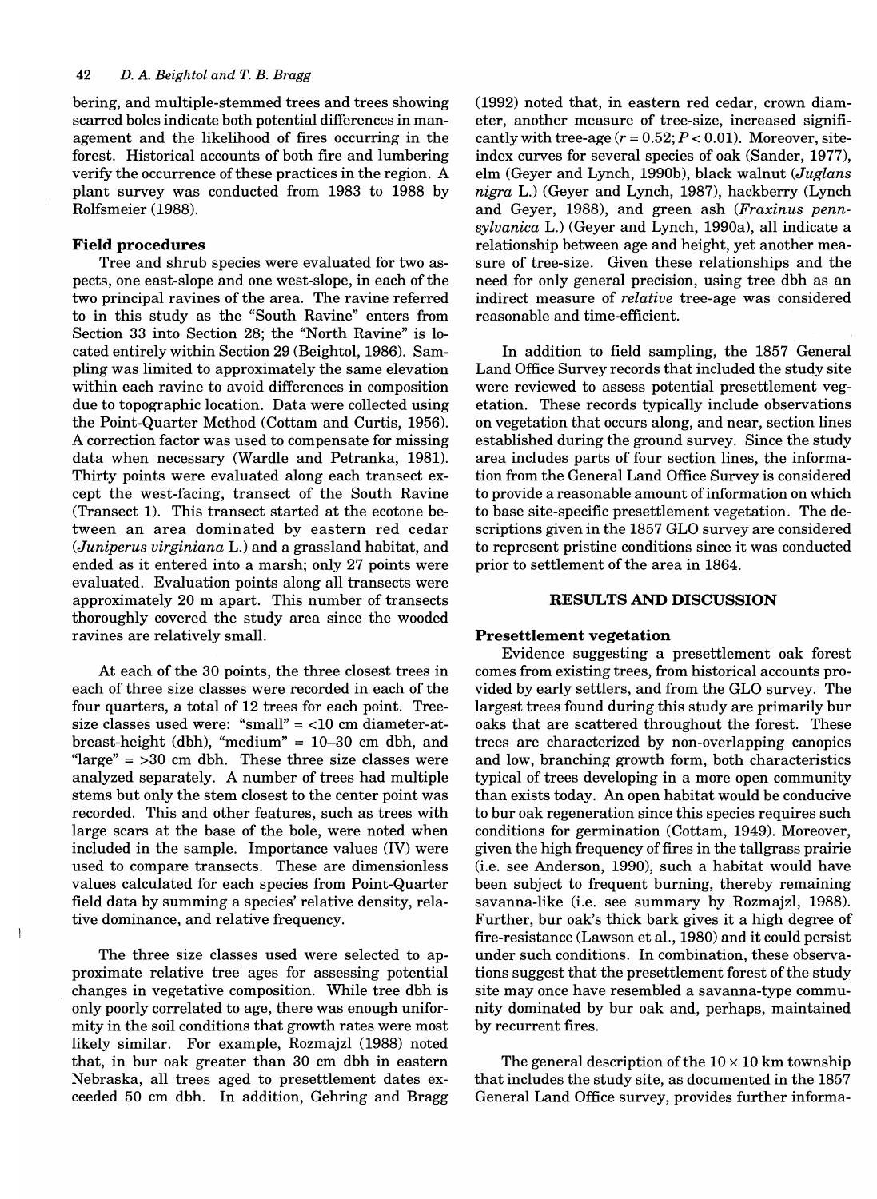bering, and multiple-stemmed trees and trees showing scarred boles indicate both potential differences in management and the likelihood of fires occurring in the forest. Historical accounts of both fire and lumbering verify the occurrence of these practices in the region. A plant survey was conducted from 1983 to 1988 by Rolfsmeier (1988).

### Field procedures

Tree and shrub species were evaluated for two aspects, one east-slope and one west-slope, in each of the two principal ravines of the area. The ravine referred to in this study as the "South Ravine" enters from Section 33 into Section 28; the "North Ravine" is located entirely within Section 29 (Beightol, 1986). Sampling was limited to approximately the same elevation within each ravine to avoid differences in composition due to topographic location. Data were collected using the Point-Quarter Method (Cottam and Curtis, 1956). A correction factor was used to compensate for missing data when necessary (Wardle and Petranka, 1981). Thirty points were evaluated along each transect except the west-facing, transect of the South Ravine (Transect 1). This transect started at the ecotone between an area dominated by eastern red cedar (*Juniperus virginiana* L.) and a grassland habitat, and ended as it entered into a marsh; only 27 points were evaluated. Evaluation points along all transects were approximately 20 m apart. This number of transects thoroughly covered the study area since the wooded ravines are relatively small.

At each of the 30 points, the three closest trees in each of three size classes were recorded in each of the four quarters, a total of 12 trees for each point. Tree-size classes used were: "small" = <10 cm diameter-at-breast-height (dbh), "medium" = 10–30 cm dbh, and "large" = >30 cm dbh. These three size classes were analyzed separately. A number of trees had multiple stems but only the stem closest to the center point was recorded. This and other features, such as trees with large scars at the base of the bole, were noted when included in the sample. Importance values (IV) were used to compare transects. These are dimensionless values calculated for each species from Point-Quarter field data by summing a species' relative density, relative dominance, and relative frequency.

The three size classes used were selected to approximate relative tree ages for assessing potential changes in vegetative composition. While tree dbh is only poorly correlated to age, there was enough uniformity in the soil conditions that growth rates were most likely similar. For example, Rozmajzl (1988) noted that, in bur oak greater than 30 cm dbh in eastern Nebraska, all trees aged to presettlement dates exceeded 50 cm dbh. In addition, Gehring and Bragg (1992) noted that, in eastern red cedar, crown diameter, another measure of tree-size, increased significantly with tree-age ($r = 0.52$; $P < 0.01$). Moreover, site-index curves for several species of oak (Sander, 1977), elm (Geyer and Lynch, 1990b), black walnut (*Juglans nigra* L.) (Geyer and Lynch, 1987), hackberry (Lynch and Geyer, 1988), and green ash (*Fraxinus pennsylvanica* L.) (Geyer and Lynch, 1990a), all indicate a relationship between age and height, yet another measure of tree-size. Given these relationships and the need for only general precision, using tree dbh as an indirect measure of *relative* tree-age was considered reasonable and time-efficient.

In addition to field sampling, the 1857 General Land Office Survey records that included the study site were reviewed to assess potential presettlement vegetation. These records typically include observations on vegetation that occurs along, and near, section lines established during the ground survey. Since the study area includes parts of four section lines, the information from the General Land Office Survey is considered to provide a reasonable amount of information on which to base site-specific presettlement vegetation. The descriptions given in the 1857 GLO survey are considered to represent pristine conditions since it was conducted prior to settlement of the area in 1864.

## RESULTS AND DISCUSSION

### Presettlement vegetation

Evidence suggesting a presettlement oak forest comes from existing trees, from historical accounts provided by early settlers, and from the GLO survey. The largest trees found during this study are primarily bur oaks that are scattered throughout the forest. These trees are characterized by non-overlapping canopies and low, branching growth form, both characteristics typical of trees developing in a more open community than exists today. An open habitat would be conducive to bur oak regeneration since this species requires such conditions for germination (Cottam, 1949). Moreover, given the high frequency of fires in the tallgrass prairie (i.e. see Anderson, 1990), such a habitat would have been subject to frequent burning, thereby remaining savanna-like (i.e. see summary by Rozmajzl, 1988). Further, bur oak's thick bark gives it a high degree of fire-resistance (Lawson et al., 1980) and it could persist under such conditions. In combination, these observations suggest that the presettlement forest of the study site may once have resembled a savanna-type community dominated by bur oak and, perhaps, maintained by recurrent fires.

The general description of the 10 × 10 km township that includes the study site, as documented in the 1857 General Land Office survey, provides further informa-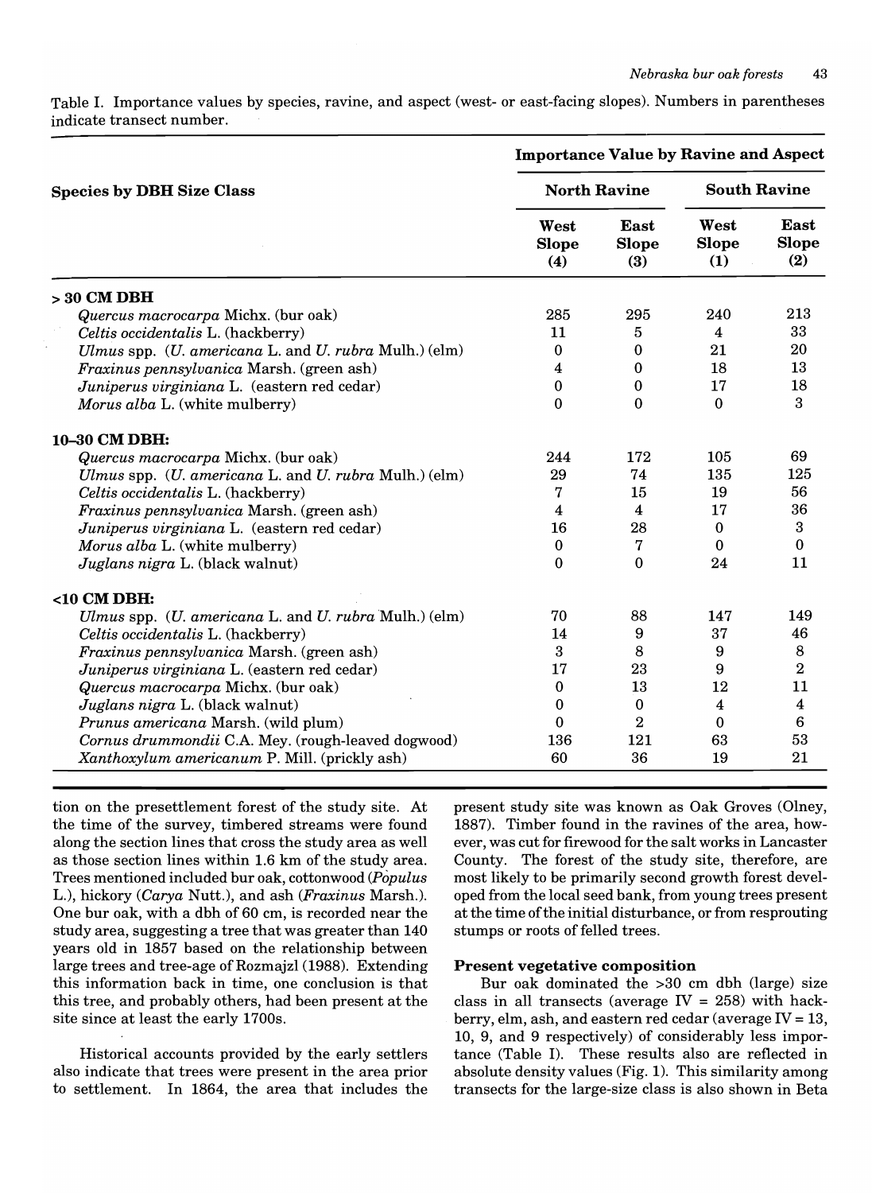Table I. Importance values by species, ravine, and aspect (west- or east-facing slopes). Numbers in parentheses indicate transect number.

| Species by DBH Size Class | Importance Value by Ravine and Aspect | | | |
|---|---|---|---|---|
| | North Ravine | | South Ravine | |
| | West Slope (4) | East Slope (3) | West Slope (1) | East Slope (2) |
| **> 30 CM DBH** | | | | |
| *Quercus macrocarpa* Michx. (bur oak) | 285 | 295 | 240 | 213 |
| *Celtis occidentalis* L. (hackberry) | 11 | 5 | 4 | 33 |
| *Ulmus* spp. (*U. americana* L. and *U. rubra* Mulh.) (elm) | 0 | 0 | 21 | 20 |
| *Fraxinus pennsylvanica* Marsh. (green ash) | 4 | 0 | 18 | 13 |
| *Juniperus virginiana* L. (eastern red cedar) | 0 | 0 | 17 | 18 |
| *Morus alba* L. (white mulberry) | 0 | 0 | 0 | 3 |
| **10–30 CM DBH:** | | | | |
| *Quercus macrocarpa* Michx. (bur oak) | 244 | 172 | 105 | 69 |
| *Ulmus* spp. (*U. americana* L. and *U. rubra* Mulh.) (elm) | 29 | 74 | 135 | 125 |
| *Celtis occidentalis* L. (hackberry) | 7 | 15 | 19 | 56 |
| *Fraxinus pennsylvanica* Marsh. (green ash) | 4 | 4 | 17 | 36 |
| *Juniperus virginiana* L. (eastern red cedar) | 16 | 28 | 0 | 3 |
| *Morus alba* L. (white mulberry) | 0 | 7 | 0 | 0 |
| *Juglans nigra* L. (black walnut) | 0 | 0 | 24 | 11 |
| **<10 CM DBH:** | | | | |
| *Ulmus* spp. (*U. americana* L. and *U. rubra* Mulh.) (elm) | 70 | 88 | 147 | 149 |
| *Celtis occidentalis* L. (hackberry) | 14 | 9 | 37 | 46 |
| *Fraxinus pennsylvanica* Marsh. (green ash) | 3 | 8 | 9 | 8 |
| *Juniperus virginiana* L. (eastern red cedar) | 17 | 23 | 9 | 2 |
| *Quercus macrocarpa* Michx. (bur oak) | 0 | 13 | 12 | 11 |
| *Juglans nigra* L. (black walnut) | 0 | 0 | 4 | 4 |
| *Prunus americana* Marsh. (wild plum) | 0 | 2 | 0 | 6 |
| *Cornus drummondii* C.A. Mey. (rough-leaved dogwood) | 136 | 121 | 63 | 53 |
| *Xanthoxylum americanum* P. Mill. (prickly ash) | 60 | 36 | 19 | 21 |

tion on the presettlement forest of the study site. At the time of the survey, timbered streams were found along the section lines that cross the study area as well as those section lines within 1.6 km of the study area. Trees mentioned included bur oak, cottonwood (*Populus* L.), hickory (*Carya* Nutt.), and ash (*Fraxinus* Marsh.). One bur oak, with a dbh of 60 cm, is recorded near the study area, suggesting a tree that was greater than 140 years old in 1857 based on the relationship between large trees and tree-age of Rozmajzl (1988). Extending this information back in time, one conclusion is that this tree, and probably others, had been present at the site since at least the early 1700s.

Historical accounts provided by the early settlers also indicate that trees were present in the area prior to settlement. In 1864, the area that includes the present study site was known as Oak Groves (Olney, 1887). Timber found in the ravines of the area, however, was cut for firewood for the salt works in Lancaster County. The forest of the study site, therefore, are most likely to be primarily second growth forest developed from the local seed bank, from young trees present at the time of the initial disturbance, or from resprouting stumps or roots of felled trees.

### Present vegetative composition

Bur oak dominated the >30 cm dbh (large) size class in all transects (average IV = 258) with hackberry, elm, ash, and eastern red cedar (average IV = 13, 10, 9, and 9 respectively) of considerably less importance (Table I). These results also are reflected in absolute density values (Fig. 1). This similarity among transects for the large-size class is also shown in Beta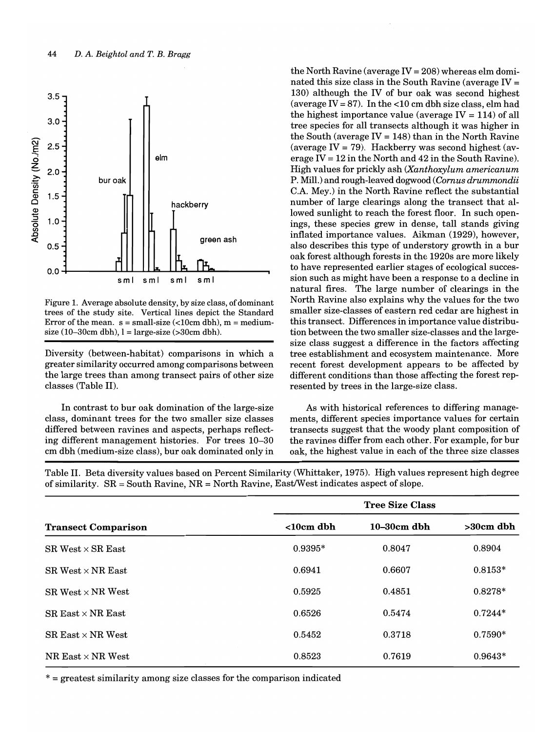Figure 1. Average absolute density, by size class, of dominant trees of the study site. Vertical lines depict the Standard Error of the mean. s = small-size (<10cm dbh), m = medium-size (10–30cm dbh), l = large-size (>30cm dbh).

Diversity (between-habitat) comparisons in which a greater similarity occurred among comparisons between the large trees than among transect pairs of other size classes (Table II).

In contrast to bur oak domination of the large-size class, dominant trees for the two smaller size classes differed between ravines and aspects, perhaps reflecting different management histories. For trees 10–30 cm dbh (medium-size class), bur oak dominated only in the North Ravine (average IV = 208) whereas elm dominated this size class in the South Ravine (average IV = 130) although the IV of bur oak was second highest (average IV = 87). In the <10 cm dbh size class, elm had the highest importance value (average IV = 114) of all tree species for all transects although it was higher in the South (average IV = 148) than in the North Ravine (average IV = 79). Hackberry was second highest (average IV = 12 in the North and 42 in the South Ravine). High values for prickly ash (*Xanthoxylum americanum* P. Mill.) and rough-leaved dogwood (*Cornus drummondii* C.A. Mey.) in the North Ravine reflect the substantial number of large clearings along the transect that allowed sunlight to reach the forest floor. In such openings, these species grew in dense, tall stands giving inflated importance values. Aikman (1929), however, also describes this type of understory growth in a bur oak forest although forests in the 1920s are more likely to have represented earlier stages of ecological succession such as might have been a response to a decline in natural fires. The large number of clearings in the North Ravine also explains why the values for the two smaller size-classes of eastern red cedar are highest in this transect. Differences in importance value distribution between the two smaller size-classes and the large-size class suggest a difference in the factors affecting tree establishment and ecosystem maintenance. More recent forest development appears to be affected by different conditions than those affecting the forest represented by trees in the large-size class.

As with historical references to differing managements, different species importance values for certain transects suggest that the woody plant composition of the ravines differ from each other. For example, for bur oak, the highest value in each of the three size classes

Table II. Beta diversity values based on Percent Similarity (Whittaker, 1975). High values represent high degree of similarity. SR = South Ravine, NR = North Ravine, East/West indicates aspect of slope.

| Transect Comparison | Tree Size Class | | |
|---|---|---|---|
| | <10cm dbh | 10–30cm dbh | >30cm dbh |
| SR West × SR East | 0.9395* | 0.8047 | 0.8904 |
| SR West × NR East | 0.6941 | 0.6607 | 0.8153* |
| SR West × NR West | 0.5925 | 0.4851 | 0.8278* |
| SR East × NR East | 0.6526 | 0.5474 | 0.7244* |
| SR East × NR West | 0.5452 | 0.3718 | 0.7590* |
| NR East × NR West | 0.8523 | 0.7619 | 0.9643* |

* = greatest similarity among size classes for the comparison indicated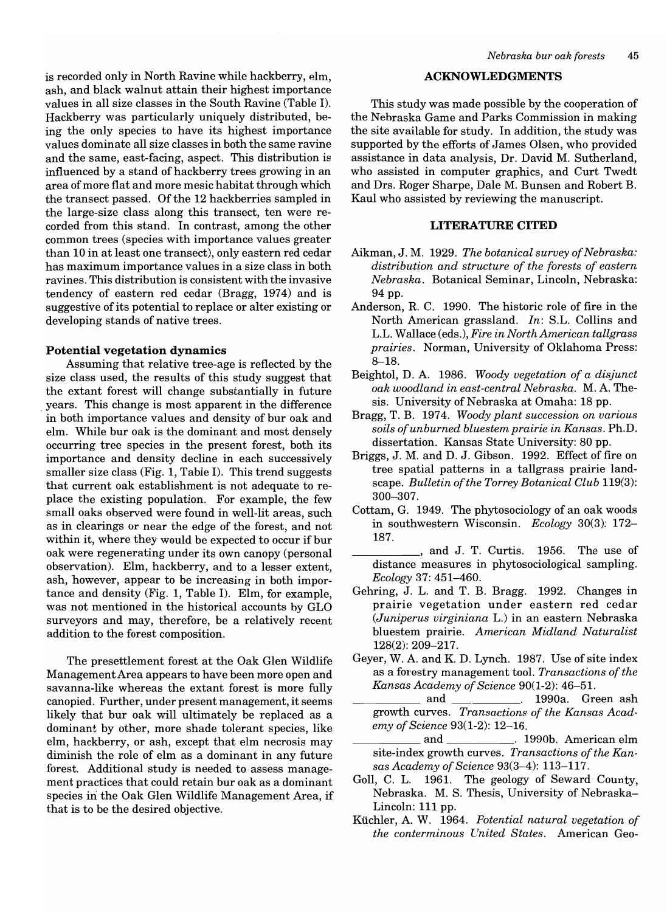is recorded only in North Ravine while hackberry, elm, ash, and black walnut attain their highest importance values in all size classes in the South Ravine (Table I). Hackberry was particularly uniquely distributed, being the only species to have its highest importance values dominate all size classes in both the same ravine and the same, east-facing, aspect. This distribution is influenced by a stand of hackberry trees growing in an area of more flat and more mesic habitat through which the transect passed. Of the 12 hackberries sampled in the large-size class along this transect, ten were recorded from this stand. In contrast, among the other common trees (species with importance values greater than 10 in at least one transect), only eastern red cedar has maximum importance values in a size class in both ravines. This distribution is consistent with the invasive tendency of eastern red cedar (Bragg, 1974) and is suggestive of its potential to replace or alter existing or developing stands of native trees.

### Potential vegetation dynamics

Assuming that relative tree-age is reflected by the size class used, the results of this study suggest that the extant forest will change substantially in future years. This change is most apparent in the difference in both importance values and density of bur oak and elm. While bur oak is the dominant and most densely occurring tree species in the present forest, both its importance and density decline in each successively smaller size class (Fig. 1, Table I). This trend suggests that current oak establishment is not adequate to replace the existing population. For example, the few small oaks observed were found in well-lit areas, such as in clearings or near the edge of the forest, and not within it, where they would be expected to occur if bur oak were regenerating under its own canopy (personal observation). Elm, hackberry, and to a lesser extent, ash, however, appear to be increasing in both importance and density (Fig. 1, Table I). Elm, for example, was not mentioned in the historical accounts by GLO surveyors and may, therefore, be a relatively recent addition to the forest composition.

The presettlement forest at the Oak Glen Wildlife Management Area appears to have been more open and savanna-like whereas the extant forest is more fully canopied. Further, under present management, it seems likely that bur oak will ultimately be replaced as a dominant by other, more shade tolerant species, like elm, hackberry, or ash, except that elm necrosis may diminish the role of elm as a dominant in any future forest. Additional study is needed to assess management practices that could retain bur oak as a dominant species in the Oak Glen Wildlife Management Area, if that is to be the desired objective.

## ACKNOWLEDGMENTS

This study was made possible by the cooperation of the Nebraska Game and Parks Commission in making the site available for study. In addition, the study was supported by the efforts of James Olsen, who provided assistance in data analysis, Dr. David M. Sutherland, who assisted in computer graphics, and Curt Twedt and Drs. Roger Sharpe, Dale M. Bunsen and Robert B. Kaul who assisted by reviewing the manuscript.

## LITERATURE CITED

Aikman, J. M. 1929. *The botanical survey of Nebraska: distribution and structure of the forests of eastern Nebraska*. Botanical Seminar, Lincoln, Nebraska: 94 pp.

Anderson, R. C. 1990. The historic role of fire in the North American grassland. *In*: S.L. Collins and L.L. Wallace (eds.), *Fire in North American tallgrass prairies*. Norman, University of Oklahoma Press: 8–18.

Beightol, D. A. 1986. *Woody vegetation of a disjunct oak woodland in east-central Nebraska*. M. A. Thesis. University of Nebraska at Omaha: 18 pp.

Bragg, T. B. 1974. *Woody plant succession on various soils of unburned bluestem prairie in Kansas*. Ph.D. dissertation. Kansas State University: 80 pp.

Briggs, J. M. and D. J. Gibson. 1992. Effect of fire on tree spatial patterns in a tallgrass prairie landscape. *Bulletin of the Torrey Botanical Club* 119(3): 300–307.

Cottam, G. 1949. The phytosociology of an oak woods in southwestern Wisconsin. *Ecology* 30(3): 172–187.

__________, and J. T. Curtis. 1956. The use of distance measures in phytosociological sampling. *Ecology* 37: 451–460.

Gehring, J. L. and T. B. Bragg. 1992. Changes in prairie vegetation under eastern red cedar (*Juniperus virginiana* L.) in an eastern Nebraska bluestem prairie. *American Midland Naturalist* 128(2): 209–217.

Geyer, W. A. and K. D. Lynch. 1987. Use of site index as a forestry management tool. *Transactions of the Kansas Academy of Science* 90(1-2): 46–51.

__________ and __________. 1990a. Green ash growth curves. *Transactions of the Kansas Academy of Science* 93(1-2): 12–16.

__________ and __________. 1990b. American elm site-index growth curves. *Transactions of the Kansas Academy of Science* 93(3–4): 113–117.

Goll, C. L. 1961. The geology of Seward County, Nebraska. M. S. Thesis, University of Nebraska–Lincoln: 111 pp.

Küchler, A. W. 1964. *Potential natural vegetation of the conterminous United States*. American Geo-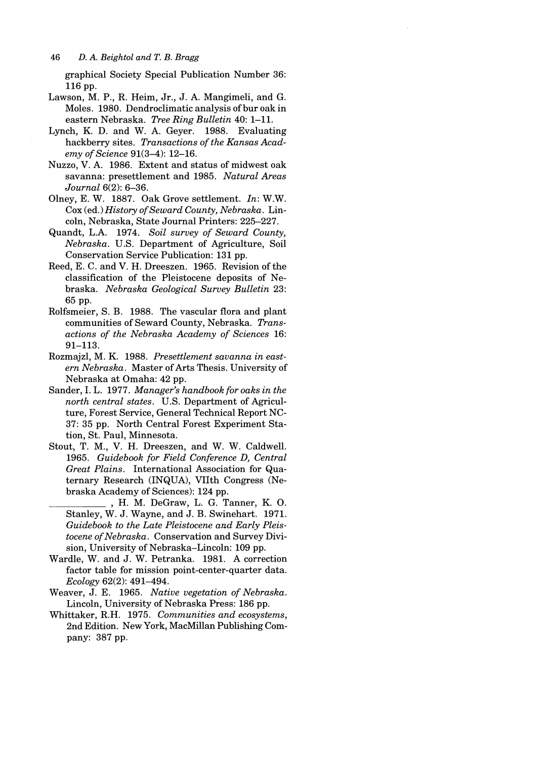graphical Society Special Publication Number 36: 116 pp.

Lawson, M. P., R. Heim, Jr., J. A. Mangimeli, and G. Moles. 1980. Dendroclimatic analysis of bur oak in eastern Nebraska. *Tree Ring Bulletin* 40: 1–11.

Lynch, K. D. and W. A. Geyer. 1988. Evaluating hackberry sites. *Transactions of the Kansas Academy of Science* 91(3–4): 12–16.

Nuzzo, V. A. 1986. Extent and status of midwest oak savanna: presettlement and 1985. *Natural Areas Journal* 6(2): 6–36.

Olney, E. W. 1887. Oak Grove settlement. *In*: W.W. Cox (ed.) *History of Seward County, Nebraska*. Lincoln, Nebraska, State Journal Printers: 225–227.

Quandt, L.A. 1974. *Soil survey of Seward County, Nebraska*. U.S. Department of Agriculture, Soil Conservation Service Publication: 131 pp.

Reed, E. C. and V. H. Dreeszen. 1965. Revision of the classification of the Pleistocene deposits of Nebraska. *Nebraska Geological Survey Bulletin* 23: 65 pp.

Rolfsmeier, S. B. 1988. The vascular flora and plant communities of Seward County, Nebraska. *Transactions of the Nebraska Academy of Sciences* 16: 91–113.

Rozmajzl, M. K. 1988. *Presettlement savanna in eastern Nebraska*. Master of Arts Thesis. University of Nebraska at Omaha: 42 pp.

Sander, I. L. 1977. *Manager's handbook for oaks in the north central states*. U.S. Department of Agriculture, Forest Service, General Technical Report NC-37: 35 pp. North Central Forest Experiment Station, St. Paul, Minnesota.

Stout, T. M., V. H. Dreeszen, and W. W. Caldwell. 1965. *Guidebook for Field Conference D, Central Great Plains*. International Association for Quaternary Research (INQUA), VIIth Congress (Nebraska Academy of Sciences): 124 pp.

\_\_\_\_\_\_\_\_\_\_\_, H. M. DeGraw, L. G. Tanner, K. O. Stanley, W. J. Wayne, and J. B. Swinehart. 1971. *Guidebook to the Late Pleistocene and Early Pleistocene of Nebraska*. Conservation and Survey Division, University of Nebraska–Lincoln: 109 pp.

Wardle, W. and J. W. Petranka. 1981. A correction factor table for mission point-center-quarter data. *Ecology* 62(2): 491–494.

Weaver, J. E. 1965. *Native vegetation of Nebraska*. Lincoln, University of Nebraska Press: 186 pp.

Whittaker, R.H. 1975. *Communities and ecosystems*, 2nd Edition. New York, MacMillan Publishing Company: 387 pp.